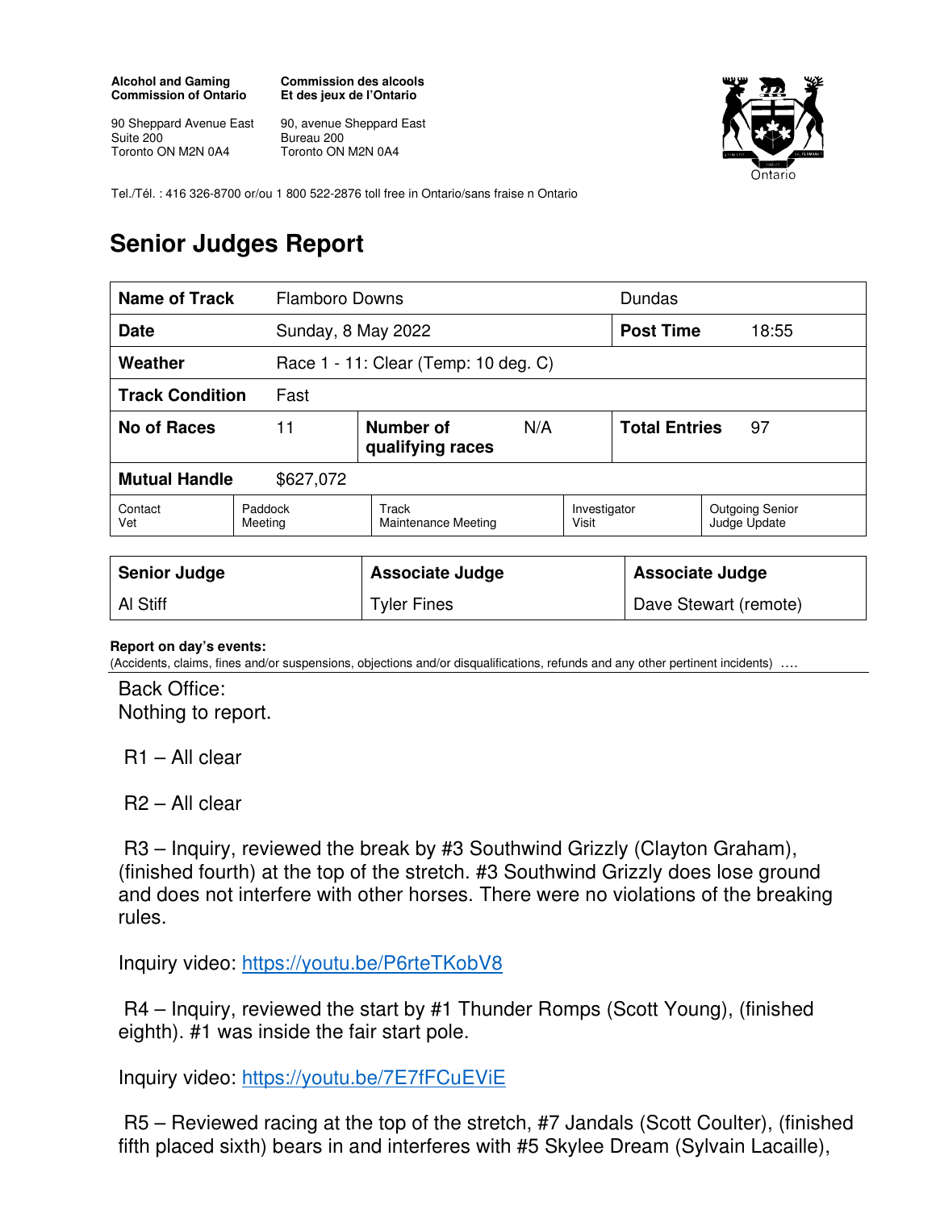**Alcohol and Gaming Commission of Ontario**

90 Sheppard Avenue East
Suite 200
Toronto ON M2N 0A4

**Commission des alcools Et des jeux de l'Ontario**

90, avenue Sheppard East
Bureau 200
Toronto ON M2N 0A4

Tel./Tél. : 416 326-8700 or/ou 1 800 522-2876 toll free in Ontario/sans fraise n Ontario

# Senior Judges Report

| **Name of Track** | Flamboro Downs | | Dundas | |
|---|---|---|---|---|
| **Date** | Sunday, 8 May 2022 | | **Post Time** | 18:55 |
| **Weather** | Race 1 - 11: Clear (Temp: 10 deg. C) | | | |
| **Track Condition** | Fast | | | |
| **No of Races** | 11 | **Number of qualifying races** N/A | **Total Entries** | 97 |
| **Mutual Handle** | $627,072 | | | |

| Contact Vet | Paddock Meeting | Track Maintenance Meeting | Investigator Visit | Outgoing Senior Judge Update |
|---|---|---|---|---|

| **Senior Judge** | **Associate Judge** | **Associate Judge** |
|---|---|---|
| Al Stiff | Tyler Fines | Dave Stewart (remote) |

**Report on day's events:**
(Accidents, claims, fines and/or suspensions, objections and/or disqualifications, refunds and any other pertinent incidents) ….

Back Office:
Nothing to report.

R1 – All clear

R2 – All clear

R3 – Inquiry, reviewed the break by #3 Southwind Grizzly (Clayton Graham), (finished fourth) at the top of the stretch. #3 Southwind Grizzly does lose ground and does not interfere with other horses. There were no violations of the breaking rules.

Inquiry video: https://youtu.be/P6rteTKobV8

R4 – Inquiry, reviewed the start by #1 Thunder Romps (Scott Young), (finished eighth). #1 was inside the fair start pole.

Inquiry video: https://youtu.be/7E7fFCuEViE

R5 – Reviewed racing at the top of the stretch, #7 Jandals (Scott Coulter), (finished fifth placed sixth) bears in and interferes with #5 Skylee Dream (Sylvain Lacaille),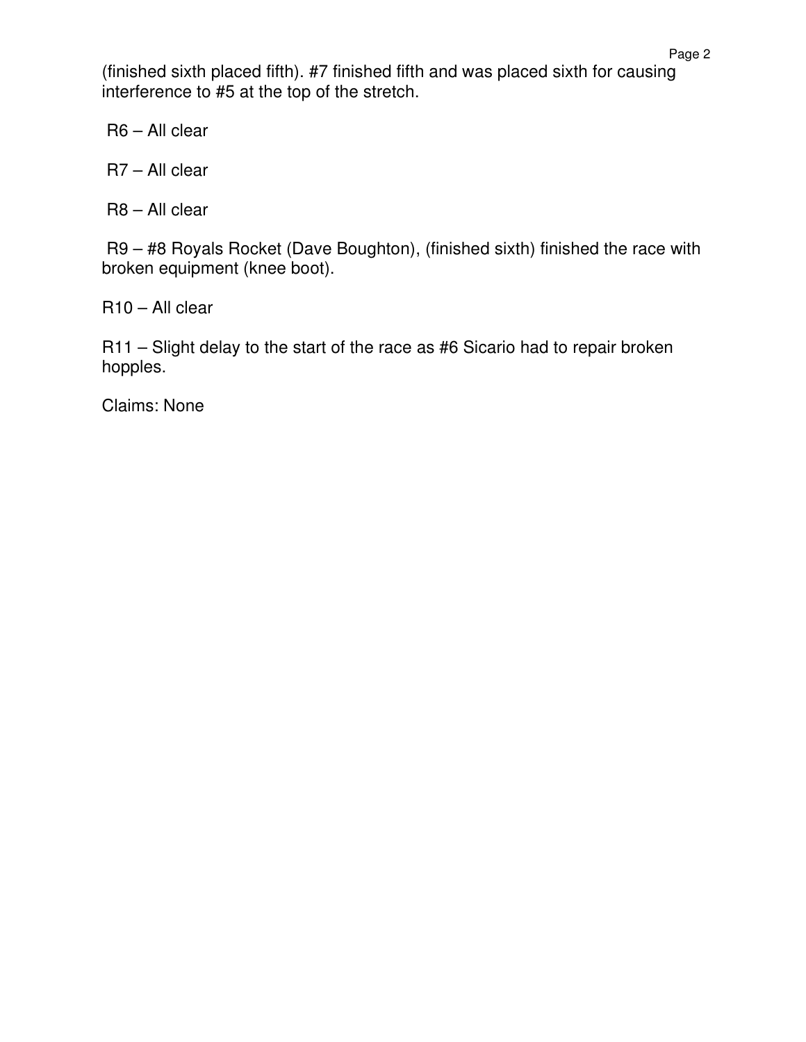(finished sixth placed fifth). #7 finished fifth and was placed sixth for causing interference to #5 at the top of the stretch.

R6 – All clear

R7 – All clear

R8 – All clear

R9 – #8 Royals Rocket (Dave Boughton), (finished sixth) finished the race with broken equipment (knee boot).

R10 – All clear

R11 – Slight delay to the start of the race as #6 Sicario had to repair broken hopples.

Claims: None